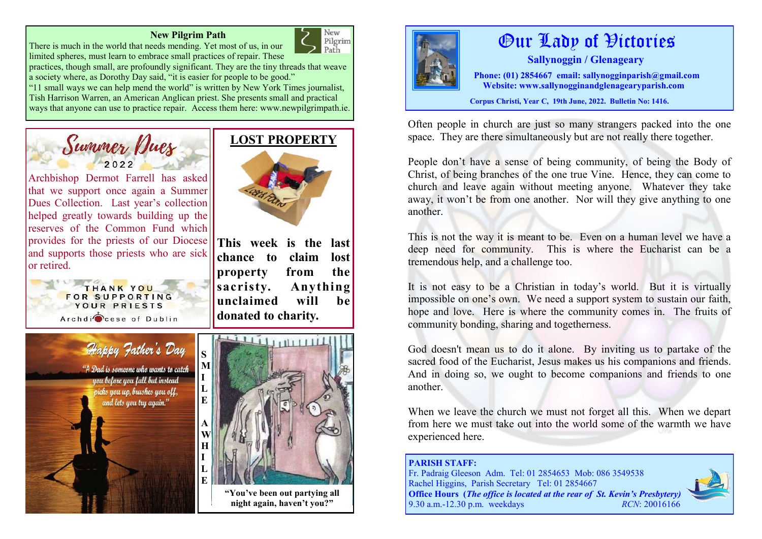### New Pilgrim Path

There is much in the world that needs mending. Yet most of us, in our limited spheres, must learn to embrace small practices of repair. These practices, though small, are profoundly significant. They are the tiny threads that weave a society where, as Dorothy Day said, "it is easier for people to be good."

"11 small ways we can help mend the world" is written by New York Times journalist, Tish Harrison Warren, an American Anglican priest. She presents small and practical ways that anyone can use to practice repair. Access them here: www.newpilgrimpath.ie.

## Summer Dues 2022

Archbishop Dermot Farrell has asked that we support once again a Summer Dues Collection. Last year's collection helped greatly towards building up the reserves of the Common Fund which provides for the priests of our Diocese and supports those priests who are sick or retired.

THANK YOU FOR SUPPORTING YOUR PRIESTS
Archdiocese of Dublin

## LOST PROPERTY

**This week is the last chance to claim lost property from the sacristy. Anything unclaimed will be donated to charity.**

### Happy Father's Day

*"A Dad is someone who wants to catch you before you fall but instead picks you up, brushes you off, and lets you try again."*

### SMILE AWHILE

**"You've been out partying all night again, haven't you?"**

# Our Lady of Victories

**Sallynoggin / Glenageary**

**Phone: (01) 2854667 email: sallynogginparish@gmail.com**
**Website: www.sallynogginandglenagearyparish.com**

**Corpus Christi, Year C, 19th June, 2022. Bulletin No: 1416.**

Often people in church are just so many strangers packed into the one space. They are there simultaneously but are not really there together.

People don't have a sense of being community, of being the Body of Christ, of being branches of the one true Vine. Hence, they can come to church and leave again without meeting anyone. Whatever they take away, it won't be from one another. Nor will they give anything to one another.

This is not the way it is meant to be. Even on a human level we have a deep need for community. This is where the Eucharist can be a tremendous help, and a challenge too.

It is not easy to be a Christian in today's world. But it is virtually impossible on one's own. We need a support system to sustain our faith, hope and love. Here is where the community comes in. The fruits of community bonding, sharing and togetherness.

God doesn't mean us to do it alone. By inviting us to partake of the sacred food of the Eucharist, Jesus makes us his companions and friends. And in doing so, we ought to become companions and friends to one another.

When we leave the church we must not forget all this. When we depart from here we must take out into the world some of the warmth we have experienced here.

**PARISH STAFF:**
Fr. Padraig Gleeson Adm. Tel: 01 2854653 Mob: 086 3549538
Rachel Higgins, Parish Secretary Tel: 01 2854667
**Office Hours (*The office is located at the rear of St. Kevin's Presbytery*)**
9.30 a.m.-12.30 p.m. weekdays *RCN*: 20016166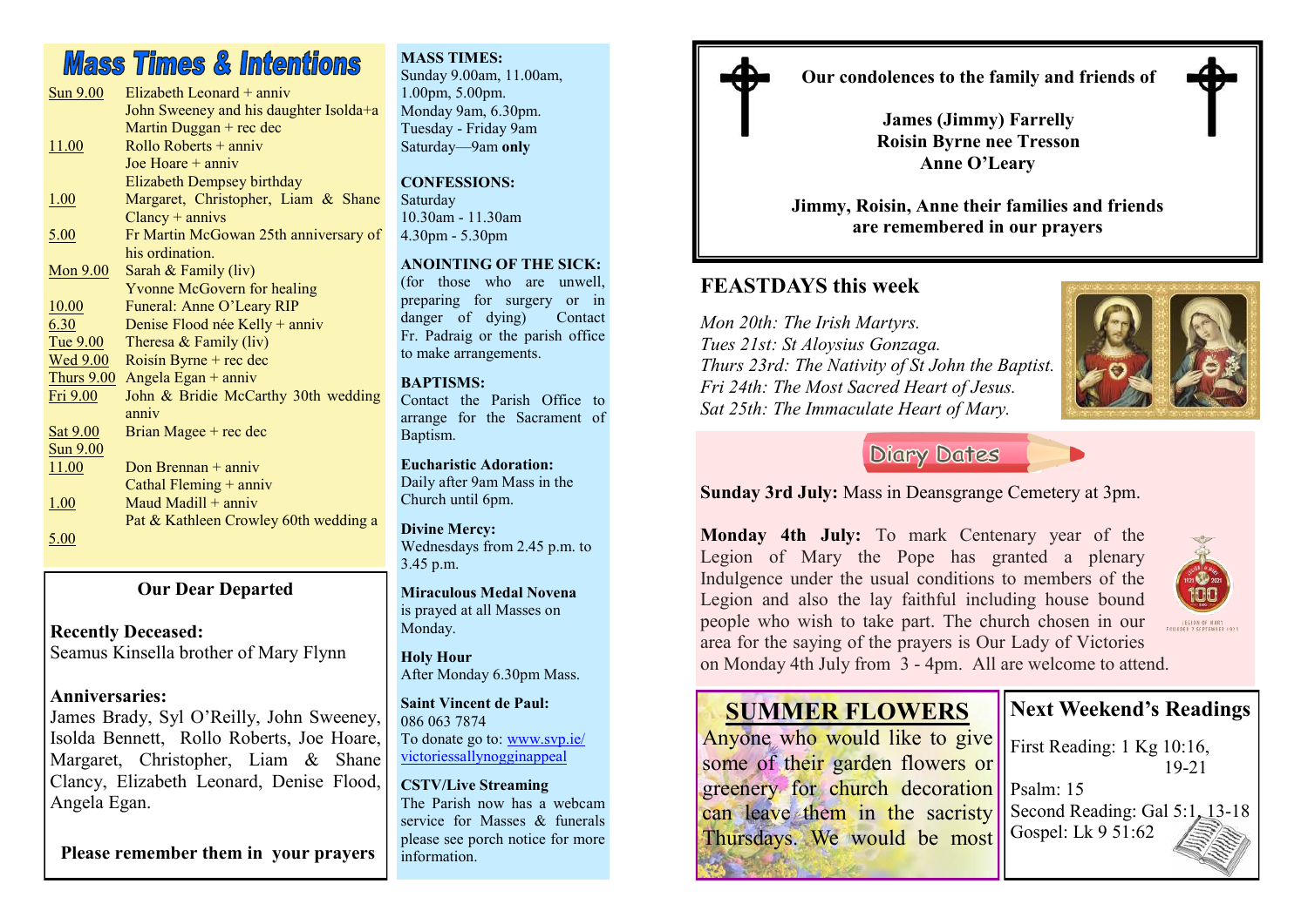# Mass Times & Intentions

| | |
|---|---|
| Sun 9.00 | Elizabeth Leonard + anniv |
| | John Sweeney and his daughter Isolda+a |
| | Martin Duggan + rec dec |
| 11.00 | Rollo Roberts + anniv |
| | Joe Hoare + anniv |
| | Elizabeth Dempsey birthday |
| 1.00 | Margaret, Christopher, Liam & Shane Clancy + annivs |
| 5.00 | Fr Martin McGowan 25th anniversary of his ordination. |
| Mon 9.00 | Sarah & Family (liv) |
| | Yvonne McGovern for healing |
| 10.00 | Funeral: Anne O'Leary RIP |
| 6.30 | Denise Flood née Kelly + anniv |
| Tue 9.00 | Theresa & Family (liv) |
| Wed 9.00 | Roisín Byrne + rec dec |
| Thurs 9.00 | Angela Egan + anniv |
| Fri 9.00 | John & Bridie McCarthy 30th wedding anniv |
| Sat 9.00 | Brian Magee + rec dec |
| Sun 9.00 | |
| 11.00 | Don Brennan + anniv |
| | Cathal Fleming + anniv |
| 1.00 | Maud Madill + anniv |
| | Pat & Kathleen Crowley 60th wedding a |
| 5.00 | |

## Our Dear Departed

**Recently Deceased:**
Seamus Kinsella brother of Mary Flynn

**Anniversaries:**
James Brady, Syl O'Reilly, John Sweeney, Isolda Bennett, Rollo Roberts, Joe Hoare, Margaret, Christopher, Liam & Shane Clancy, Elizabeth Leonard, Denise Flood, Angela Egan.

**Please remember them in your prayers**

**MASS TIMES:**
Sunday 9.00am, 11.00am, 1.00pm, 5.00pm.
Monday 9am, 6.30pm.
Tuesday - Friday 9am
Saturday—9am **only**

**CONFESSIONS:**
Saturday
10.30am - 11.30am
4.30pm - 5.30pm

**ANOINTING OF THE SICK:**
(for those who are unwell, preparing for surgery or in danger of dying) Contact Fr. Padraig or the parish office to make arrangements.

**BAPTISMS:**
Contact the Parish Office to arrange for the Sacrament of Baptism.

**Eucharistic Adoration:**
Daily after 9am Mass in the Church until 6pm.

**Divine Mercy:**
Wednesdays from 2.45 p.m. to 3.45 p.m.

**Miraculous Medal Novena**
is prayed at all Masses on Monday.

**Holy Hour**
After Monday 6.30pm Mass.

**Saint Vincent de Paul:**
086 063 7874
To donate go to: www.svp.ie/victoriessallynogginappeal

**CSTV/Live Streaming**
The Parish now has a webcam service for Masses & funerals please see porch notice for more information.

**Our condolences to the family and friends of**

**James (Jimmy) Farrelly**
**Roisin Byrne nee Tresson**
**Anne O'Leary**

**Jimmy, Roisin, Anne their families and friends are remembered in our prayers**

## FEASTDAYS this week

*Mon 20th: The Irish Martyrs.*
*Tues 21st: St Aloysius Gonzaga.*
*Thurs 23rd: The Nativity of St John the Baptist.*
*Fri 24th: The Most Sacred Heart of Jesus.*
*Sat 25th: The Immaculate Heart of Mary.*

## Diary Dates

**Sunday 3rd July:** Mass in Deansgrange Cemetery at 3pm.

**Monday 4th July:** To mark Centenary year of the Legion of Mary the Pope has granted a plenary Indulgence under the usual conditions to members of the Legion and also the lay faithful including house bound people who wish to take part. The church chosen in our area for the saying of the prayers is Our Lady of Victories on Monday 4th July from 3 - 4pm. All are welcome to attend.

## SUMMER FLOWERS

Anyone who would like to give some of their garden flowers or greenery for church decoration can leave them in the sacristy Thursdays. We would be most

## Next Weekend's Readings

First Reading: 1 Kg 10:16, 19-21
Psalm: 15
Second Reading: Gal 5:1, 13-18
Gospel: Lk 9 51:62